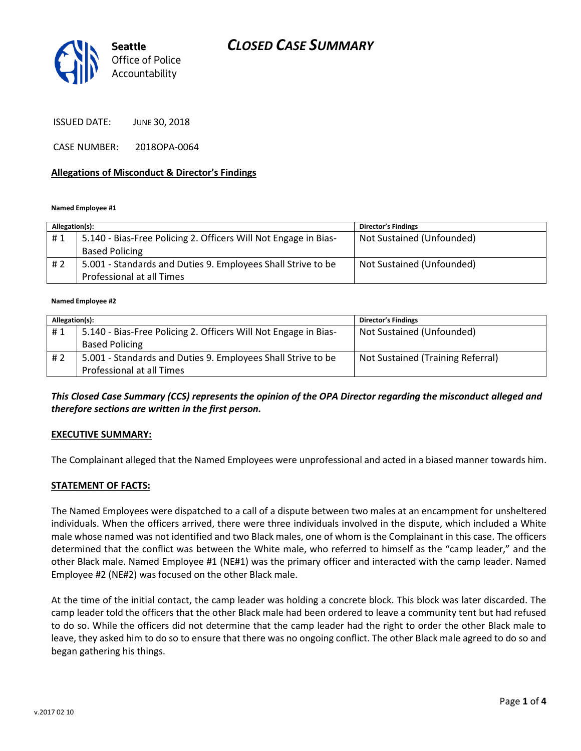# CLOSED CASE SUMMARY

Seattle Office of Police Accountability

ISSUED DATE: JUNE 30, 2018

CASE NUMBER: 2018OPA-0064

## Allegations of Misconduct & Director's Findings

**Named Employee #1**

| Allegation(s): | | Director's Findings |
|---|---|---|
| # 1 | 5.140 - Bias-Free Policing 2. Officers Will Not Engage in Bias-Based Policing | Not Sustained (Unfounded) |
| # 2 | 5.001 - Standards and Duties 9. Employees Shall Strive to be Professional at all Times | Not Sustained (Unfounded) |

**Named Employee #2**

| Allegation(s): | | Director's Findings |
|---|---|---|
| # 1 | 5.140 - Bias-Free Policing 2. Officers Will Not Engage in Bias-Based Policing | Not Sustained (Unfounded) |
| # 2 | 5.001 - Standards and Duties 9. Employees Shall Strive to be Professional at all Times | Not Sustained (Training Referral) |

***This Closed Case Summary (CCS) represents the opinion of the OPA Director regarding the misconduct alleged and therefore sections are written in the first person.***

**EXECUTIVE SUMMARY:**

The Complainant alleged that the Named Employees were unprofessional and acted in a biased manner towards him.

**STATEMENT OF FACTS:**

The Named Employees were dispatched to a call of a dispute between two males at an encampment for unsheltered individuals. When the officers arrived, there were three individuals involved in the dispute, which included a White male whose named was not identified and two Black males, one of whom is the Complainant in this case. The officers determined that the conflict was between the White male, who referred to himself as the "camp leader," and the other Black male. Named Employee #1 (NE#1) was the primary officer and interacted with the camp leader. Named Employee #2 (NE#2) was focused on the other Black male.

At the time of the initial contact, the camp leader was holding a concrete block. This block was later discarded. The camp leader told the officers that the other Black male had been ordered to leave a community tent but had refused to do so. While the officers did not determine that the camp leader had the right to order the other Black male to leave, they asked him to do so to ensure that there was no ongoing conflict. The other Black male agreed to do so and began gathering his things.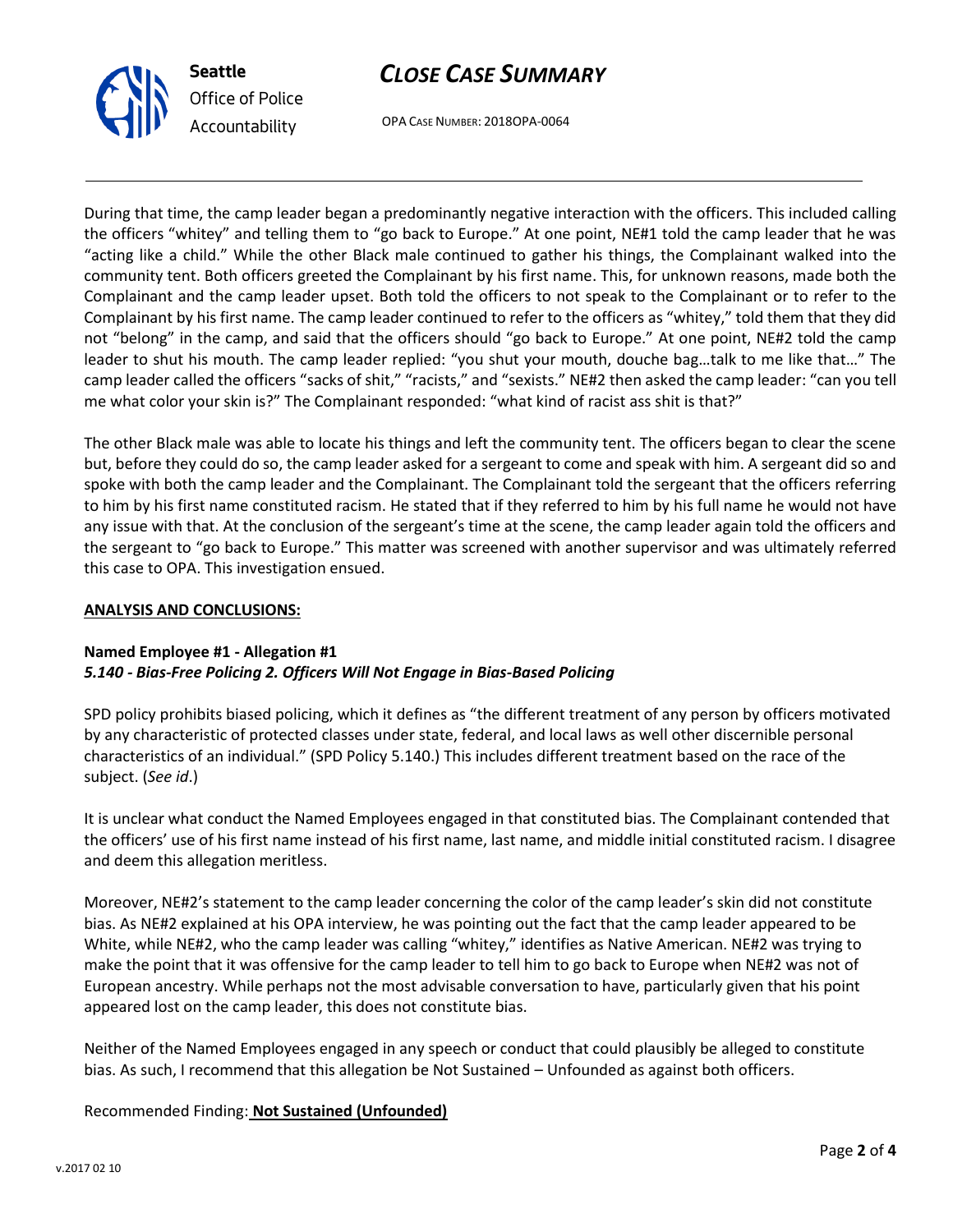During that time, the camp leader began a predominantly negative interaction with the officers. This included calling the officers "whitey" and telling them to "go back to Europe." At one point, NE#1 told the camp leader that he was "acting like a child." While the other Black male continued to gather his things, the Complainant walked into the community tent. Both officers greeted the Complainant by his first name. This, for unknown reasons, made both the Complainant and the camp leader upset. Both told the officers to not speak to the Complainant or to refer to the Complainant by his first name. The camp leader continued to refer to the officers as "whitey," told them that they did not "belong" in the camp, and said that the officers should "go back to Europe." At one point, NE#2 told the camp leader to shut his mouth. The camp leader replied: "you shut your mouth, douche bag…talk to me like that…" The camp leader called the officers "sacks of shit," "racists," and "sexists." NE#2 then asked the camp leader: "can you tell me what color your skin is?" The Complainant responded: "what kind of racist ass shit is that?"

The other Black male was able to locate his things and left the community tent. The officers began to clear the scene but, before they could do so, the camp leader asked for a sergeant to come and speak with him. A sergeant did so and spoke with both the camp leader and the Complainant. The Complainant told the sergeant that the officers referring to him by his first name constituted racism. He stated that if they referred to him by his full name he would not have any issue with that. At the conclusion of the sergeant's time at the scene, the camp leader again told the officers and the sergeant to "go back to Europe." This matter was screened with another supervisor and was ultimately referred this case to OPA. This investigation ensued.

**ANALYSIS AND CONCLUSIONS:**

**Named Employee #1 - Allegation #1**
***5.140 - Bias-Free Policing 2. Officers Will Not Engage in Bias-Based Policing***

SPD policy prohibits biased policing, which it defines as "the different treatment of any person by officers motivated by any characteristic of protected classes under state, federal, and local laws as well other discernible personal characteristics of an individual." (SPD Policy 5.140.) This includes different treatment based on the race of the subject. (*See id*.)

It is unclear what conduct the Named Employees engaged in that constituted bias. The Complainant contended that the officers' use of his first name instead of his first name, last name, and middle initial constituted racism. I disagree and deem this allegation meritless.

Moreover, NE#2's statement to the camp leader concerning the color of the camp leader's skin did not constitute bias. As NE#2 explained at his OPA interview, he was pointing out the fact that the camp leader appeared to be White, while NE#2, who the camp leader was calling "whitey," identifies as Native American. NE#2 was trying to make the point that it was offensive for the camp leader to tell him to go back to Europe when NE#2 was not of European ancestry. While perhaps not the most advisable conversation to have, particularly given that his point appeared lost on the camp leader, this does not constitute bias.

Neither of the Named Employees engaged in any speech or conduct that could plausibly be alleged to constitute bias. As such, I recommend that this allegation be Not Sustained – Unfounded as against both officers.

Recommended Finding: **Not Sustained (Unfounded)**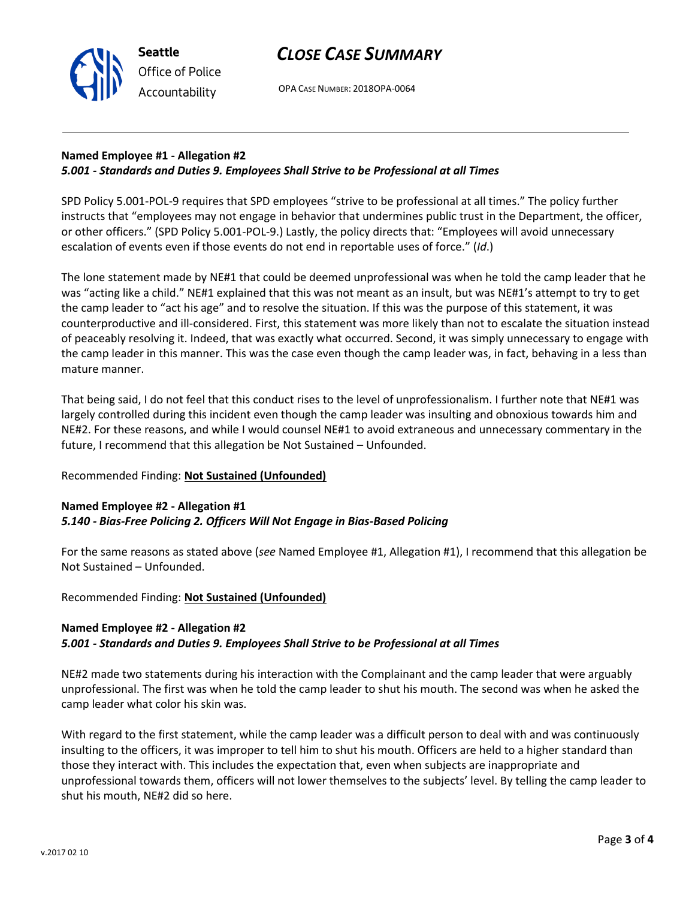**Named Employee #1 - Allegation #2**
***5.001 - Standards and Duties 9. Employees Shall Strive to be Professional at all Times***

SPD Policy 5.001-POL-9 requires that SPD employees "strive to be professional at all times." The policy further instructs that "employees may not engage in behavior that undermines public trust in the Department, the officer, or other officers." (SPD Policy 5.001-POL-9.) Lastly, the policy directs that: "Employees will avoid unnecessary escalation of events even if those events do not end in reportable uses of force." (*Id*.)

The lone statement made by NE#1 that could be deemed unprofessional was when he told the camp leader that he was "acting like a child." NE#1 explained that this was not meant as an insult, but was NE#1's attempt to try to get the camp leader to "act his age" and to resolve the situation. If this was the purpose of this statement, it was counterproductive and ill-considered. First, this statement was more likely than not to escalate the situation instead of peaceably resolving it. Indeed, that was exactly what occurred. Second, it was simply unnecessary to engage with the camp leader in this manner. This was the case even though the camp leader was, in fact, behaving in a less than mature manner.

That being said, I do not feel that this conduct rises to the level of unprofessionalism. I further note that NE#1 was largely controlled during this incident even though the camp leader was insulting and obnoxious towards him and NE#2. For these reasons, and while I would counsel NE#1 to avoid extraneous and unnecessary commentary in the future, I recommend that this allegation be Not Sustained – Unfounded.

Recommended Finding: **Not Sustained (Unfounded)**

**Named Employee #2 - Allegation #1**
***5.140 - Bias-Free Policing 2. Officers Will Not Engage in Bias-Based Policing***

For the same reasons as stated above (*see* Named Employee #1, Allegation #1), I recommend that this allegation be Not Sustained – Unfounded.

Recommended Finding: **Not Sustained (Unfounded)**

**Named Employee #2 - Allegation #2**
***5.001 - Standards and Duties 9. Employees Shall Strive to be Professional at all Times***

NE#2 made two statements during his interaction with the Complainant and the camp leader that were arguably unprofessional. The first was when he told the camp leader to shut his mouth. The second was when he asked the camp leader what color his skin was.

With regard to the first statement, while the camp leader was a difficult person to deal with and was continuously insulting to the officers, it was improper to tell him to shut his mouth. Officers are held to a higher standard than those they interact with. This includes the expectation that, even when subjects are inappropriate and unprofessional towards them, officers will not lower themselves to the subjects' level. By telling the camp leader to shut his mouth, NE#2 did so here.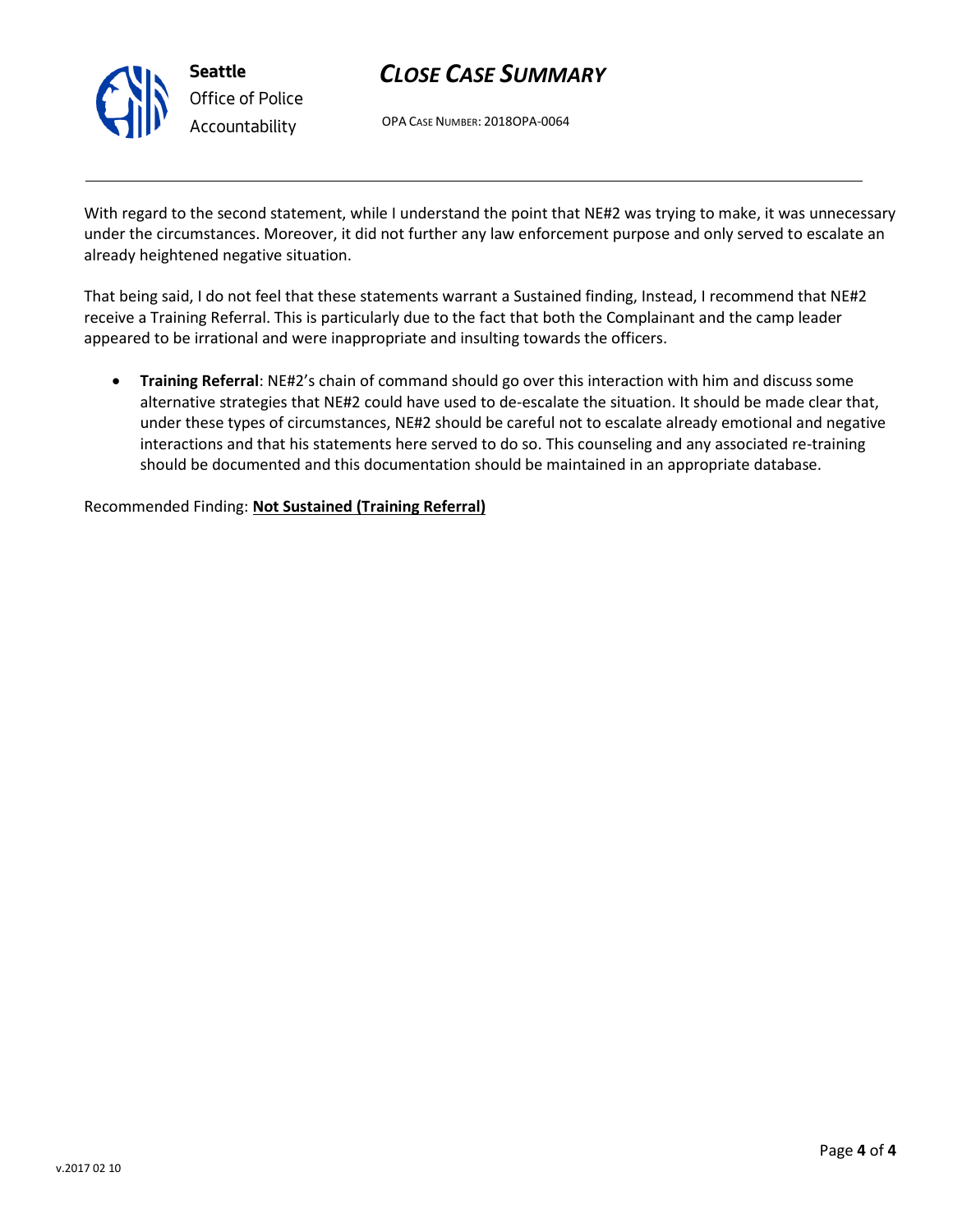With regard to the second statement, while I understand the point that NE#2 was trying to make, it was unnecessary under the circumstances. Moreover, it did not further any law enforcement purpose and only served to escalate an already heightened negative situation.

That being said, I do not feel that these statements warrant a Sustained finding, Instead, I recommend that NE#2 receive a Training Referral. This is particularly due to the fact that both the Complainant and the camp leader appeared to be irrational and were inappropriate and insulting towards the officers.

- **Training Referral**: NE#2's chain of command should go over this interaction with him and discuss some alternative strategies that NE#2 could have used to de-escalate the situation. It should be made clear that, under these types of circumstances, NE#2 should be careful not to escalate already emotional and negative interactions and that his statements here served to do so. This counseling and any associated re-training should be documented and this documentation should be maintained in an appropriate database.

Recommended Finding: **Not Sustained (Training Referral)**